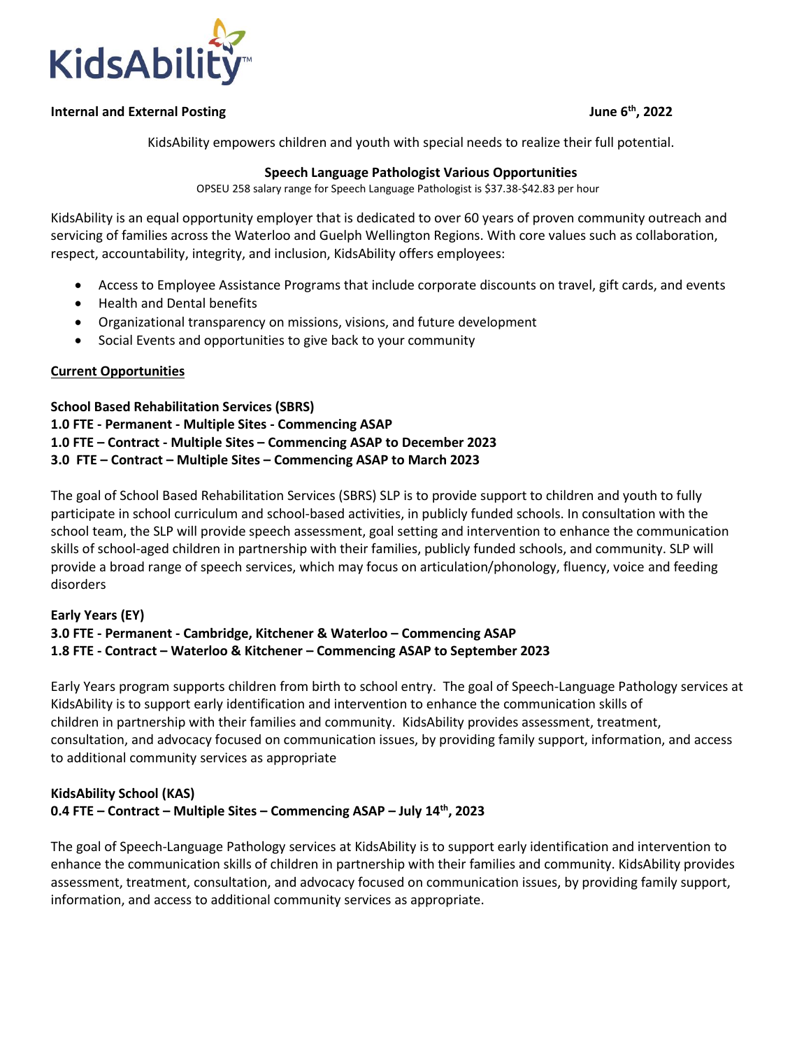KidsAbility™

**Internal and External Posting** **June 6th, 2022**

KidsAbility empowers children and youth with special needs to realize their full potential.

**Speech Language Pathologist Various Opportunities**

OPSEU 258 salary range for Speech Language Pathologist is $37.38-$42.83 per hour

KidsAbility is an equal opportunity employer that is dedicated to over 60 years of proven community outreach and servicing of families across the Waterloo and Guelph Wellington Regions. With core values such as collaboration, respect, accountability, integrity, and inclusion, KidsAbility offers employees:

- Access to Employee Assistance Programs that include corporate discounts on travel, gift cards, and events
- Health and Dental benefits
- Organizational transparency on missions, visions, and future development
- Social Events and opportunities to give back to your community

**Current Opportunities**

**School Based Rehabilitation Services (SBRS)**
**1.0 FTE - Permanent - Multiple Sites - Commencing ASAP**
**1.0 FTE – Contract - Multiple Sites – Commencing ASAP to December 2023**
**3.0 FTE – Contract – Multiple Sites – Commencing ASAP to March 2023**

The goal of School Based Rehabilitation Services (SBRS) SLP is to provide support to children and youth to fully participate in school curriculum and school-based activities, in publicly funded schools. In consultation with the school team, the SLP will provide speech assessment, goal setting and intervention to enhance the communication skills of school-aged children in partnership with their families, publicly funded schools, and community. SLP will provide a broad range of speech services, which may focus on articulation/phonology, fluency, voice and feeding disorders

**Early Years (EY)**
**3.0 FTE - Permanent - Cambridge, Kitchener & Waterloo – Commencing ASAP**
**1.8 FTE - Contract – Waterloo & Kitchener – Commencing ASAP to September 2023**

Early Years program supports children from birth to school entry. The goal of Speech-Language Pathology services at KidsAbility is to support early identification and intervention to enhance the communication skills of children in partnership with their families and community. KidsAbility provides assessment, treatment, consultation, and advocacy focused on communication issues, by providing family support, information, and access to additional community services as appropriate

**KidsAbility School (KAS)**
**0.4 FTE – Contract – Multiple Sites – Commencing ASAP – July 14th, 2023**

The goal of Speech-Language Pathology services at KidsAbility is to support early identification and intervention to enhance the communication skills of children in partnership with their families and community. KidsAbility provides assessment, treatment, consultation, and advocacy focused on communication issues, by providing family support, information, and access to additional community services as appropriate.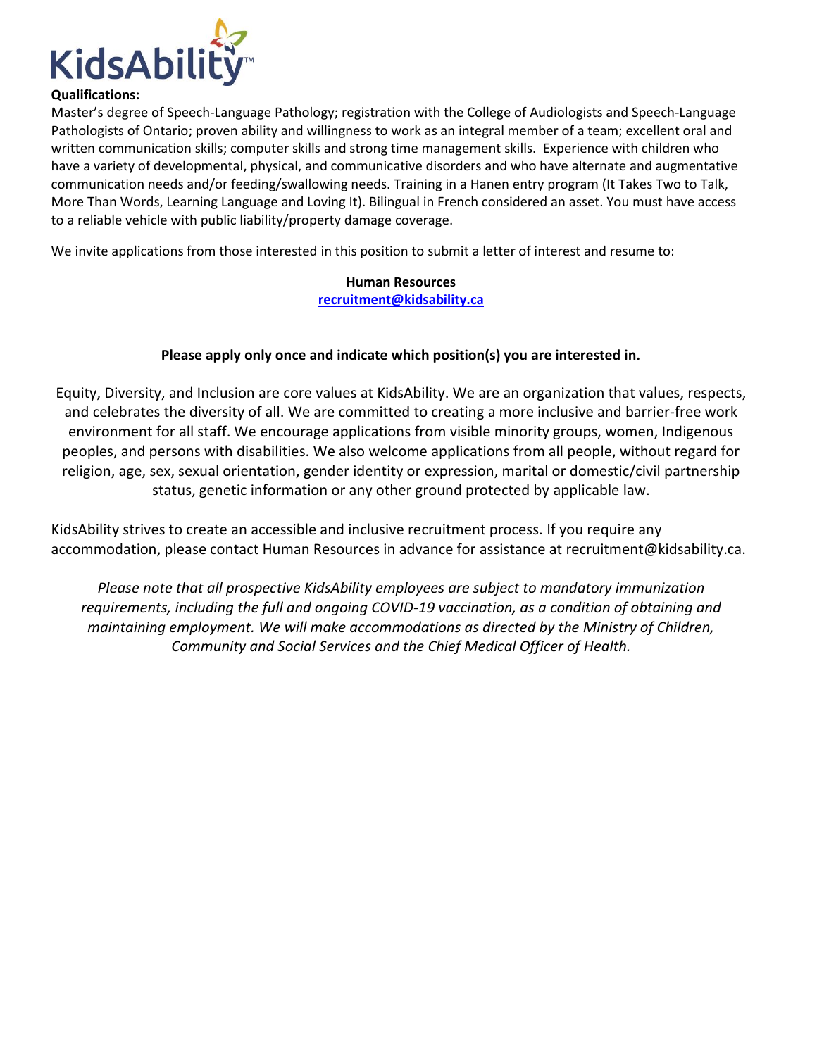**Qualifications:**

Master's degree of Speech-Language Pathology; registration with the College of Audiologists and Speech-Language Pathologists of Ontario; proven ability and willingness to work as an integral member of a team; excellent oral and written communication skills; computer skills and strong time management skills. Experience with children who have a variety of developmental, physical, and communicative disorders and who have alternate and augmentative communication needs and/or feeding/swallowing needs. Training in a Hanen entry program (It Takes Two to Talk, More Than Words, Learning Language and Loving It). Bilingual in French considered an asset. You must have access to a reliable vehicle with public liability/property damage coverage.

We invite applications from those interested in this position to submit a letter of interest and resume to:

**Human Resources**
**recruitment@kidsability.ca**

**Please apply only once and indicate which position(s) you are interested in.**

Equity, Diversity, and Inclusion are core values at KidsAbility. We are an organization that values, respects, and celebrates the diversity of all. We are committed to creating a more inclusive and barrier-free work environment for all staff. We encourage applications from visible minority groups, women, Indigenous peoples, and persons with disabilities. We also welcome applications from all people, without regard for religion, age, sex, sexual orientation, gender identity or expression, marital or domestic/civil partnership status, genetic information or any other ground protected by applicable law.

KidsAbility strives to create an accessible and inclusive recruitment process. If you require any accommodation, please contact Human Resources in advance for assistance at recruitment@kidsability.ca.

*Please note that all prospective KidsAbility employees are subject to mandatory immunization requirements, including the full and ongoing COVID-19 vaccination, as a condition of obtaining and maintaining employment. We will make accommodations as directed by the Ministry of Children, Community and Social Services and the Chief Medical Officer of Health.*